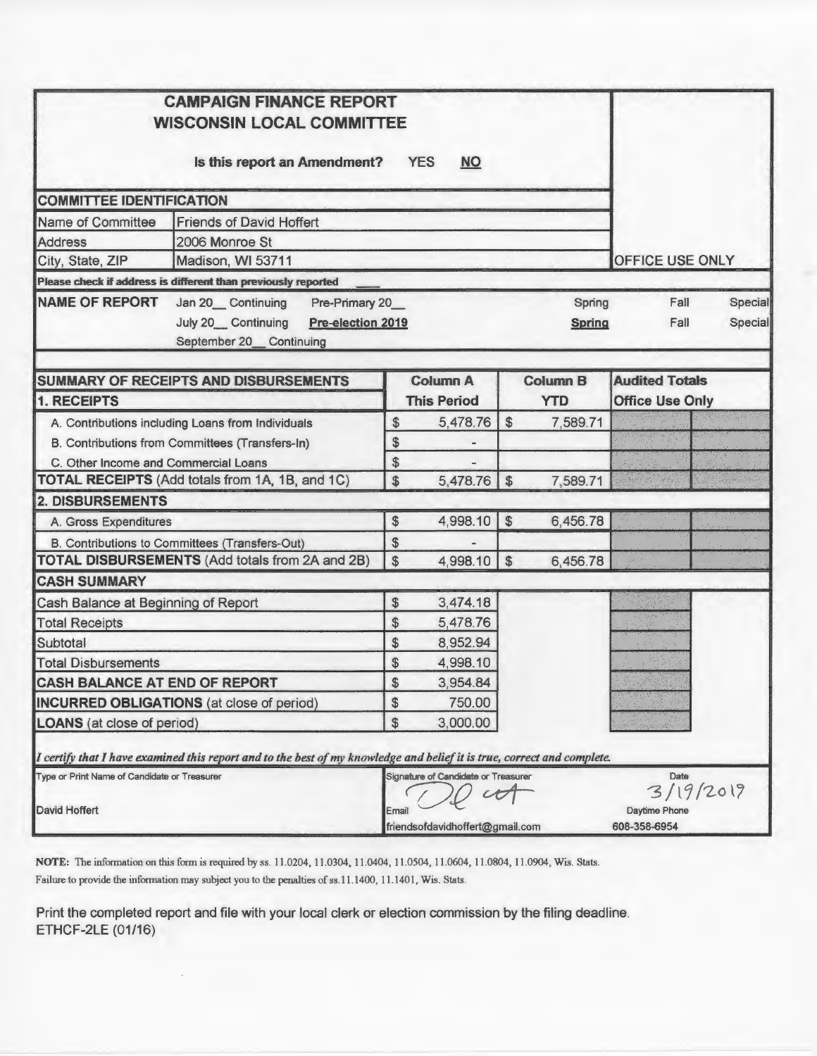# CAMPAIGN FINANCE REPORT
# WISCONSIN LOCAL COMMITTEE

**Is this report an Amendment?** YES **NO**

OFFICE USE ONLY

## COMMITTEE IDENTIFICATION

| | |
|---|---|
| Name of Committee | Friends of David Hoffert |
| Address | 2006 Monroe St |
| City, State, ZIP | Madison, WI 53711 |

**Please check if address is different than previously reported** ____

**NAME OF REPORT**

| | | | | |
|---|---|---|---|---|
| Jan 20__ Continuing | Pre-Primary 20__ | Spring | Fall | Special |
| July 20__ Continuing | **Pre-election 2019** | **Spring** | Fall | Special |
| September 20__ Continuing | | | | |

| SUMMARY OF RECEIPTS AND DISBURSEMENTS | Column A | Column B | Audited Totals |
|---|---|---|---|
| **1. RECEIPTS** | **This Period** | **YTD** | **Office Use Only** |
| A. Contributions including Loans from Individuals | $ 5,478.76 | $ 7,589.71 | |
| B. Contributions from Committees (Transfers-In) | $ - | | |
| C. Other Income and Commercial Loans | $ - | | |
| **TOTAL RECEIPTS** (Add totals from 1A, 1B, and 1C) | $ 5,478.76 | $ 7,589.71 | |
| **2. DISBURSEMENTS** | | | |
| A. Gross Expenditures | $ 4,998.10 | $ 6,456.78 | |
| B. Contributions to Committees (Transfers-Out) | $ - | | |
| **TOTAL DISBURSEMENTS** (Add totals from 2A and 2B) | $ 4,998.10 | $ 6,456.78 | |
| **CASH SUMMARY** | | | |
| Cash Balance at Beginning of Report | $ 3,474.18 | | |
| Total Receipts | $ 5,478.76 | | |
| Subtotal | $ 8,952.94 | | |
| Total Disbursements | $ 4,998.10 | | |
| **CASH BALANCE AT END OF REPORT** | $ 3,954.84 | | |
| **INCURRED OBLIGATIONS** (at close of period) | $ 750.00 | | |
| **LOANS** (at close of period) | $ 3,000.00 | | |

*I certify that I have examined this report and to the best of my knowledge and belief it is true, correct and complete.*

| Type or Print Name of Candidate or Treasurer | Signature of Candidate or Treasurer | Date |
|---|---|---|
| David Hoffert | [signature] | 3/19/2019 |
| | Email | Daytime Phone |
| | friendsofdavidhoffert@gmail.com | 608-358-6954 |

**NOTE:** The information on this form is required by ss. 11.0204, 11.0304, 11.0404, 11.0504, 11.0604, 11.0804, 11.0904, Wis. Stats. Failure to provide the information may subject you to the penalties of ss.11.1400, 11.1401, Wis. Stats.

Print the completed report and file with your local clerk or election commission by the filing deadline.
ETHCF-2LE (01/16)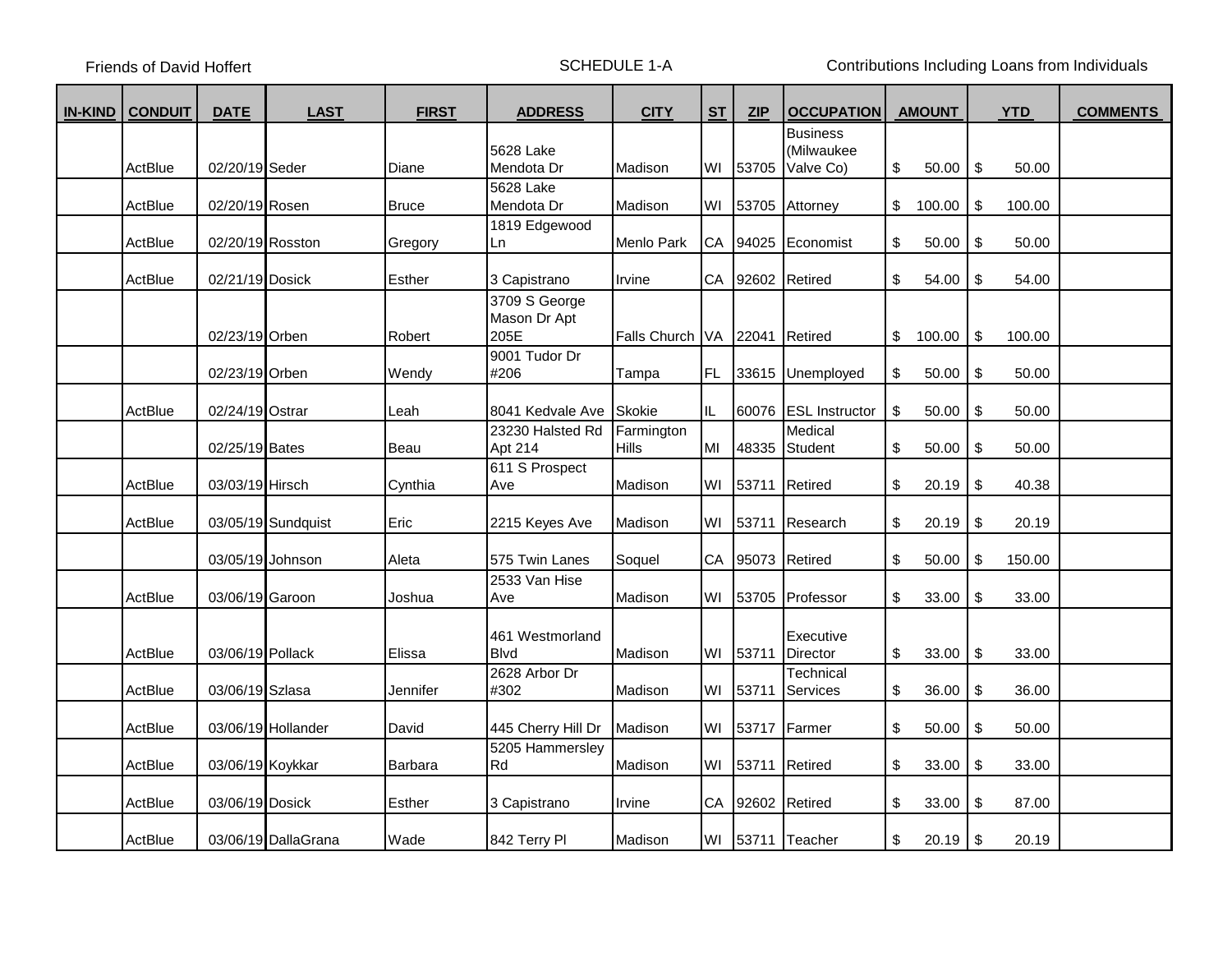Friends of David Hoffert | SCHEDULE 1-A | Contributions Including Loans from Individuals

| IN-KIND | CONDUIT | DATE | LAST | FIRST | ADDRESS | CITY | ST | ZIP | OCCUPATION | AMOUNT | YTD | COMMENTS |
|---|---|---|---|---|---|---|---|---|---|---|---|---|
| | ActBlue | 02/20/19 | Seder | Diane | 5628 Lake Mendota Dr | Madison | WI | 53705 | Business (Milwaukee Valve Co) | $ 50.00 | $ 50.00 | |
| | ActBlue | 02/20/19 | Rosen | Bruce | 5628 Lake Mendota Dr | Madison | WI | 53705 | Attorney | $ 100.00 | $ 100.00 | |
| | ActBlue | 02/20/19 | Rosston | Gregory | 1819 Edgewood Ln | Menlo Park | CA | 94025 | Economist | $ 50.00 | $ 50.00 | |
| | ActBlue | 02/21/19 | Dosick | Esther | 3 Capistrano | Irvine | CA | 92602 | Retired | $ 54.00 | $ 54.00 | |
| | | 02/23/19 | Orben | Robert | 3709 S George Mason Dr Apt 205E | Falls Church | VA | 22041 | Retired | $ 100.00 | $ 100.00 | |
| | | 02/23/19 | Orben | Wendy | 9001 Tudor Dr #206 | Tampa | FL | 33615 | Unemployed | $ 50.00 | $ 50.00 | |
| | ActBlue | 02/24/19 | Ostrar | Leah | 8041 Kedvale Ave | Skokie | IL | 60076 | ESL Instructor | $ 50.00 | $ 50.00 | |
| | | 02/25/19 | Bates | Beau | 23230 Halsted Rd Apt 214 | Farmington Hills | MI | 48335 | Medical Student | $ 50.00 | $ 50.00 | |
| | ActBlue | 03/03/19 | Hirsch | Cynthia | 611 S Prospect Ave | Madison | WI | 53711 | Retired | $ 20.19 | $ 40.38 | |
| | ActBlue | 03/05/19 | Sundquist | Eric | 2215 Keyes Ave | Madison | WI | 53711 | Research | $ 20.19 | $ 20.19 | |
| | | 03/05/19 | Johnson | Aleta | 575 Twin Lanes | Soquel | CA | 95073 | Retired | $ 50.00 | $ 150.00 | |
| | ActBlue | 03/06/19 | Garoon | Joshua | 2533 Van Hise Ave | Madison | WI | 53705 | Professor | $ 33.00 | $ 33.00 | |
| | ActBlue | 03/06/19 | Pollack | Elissa | 461 Westmorland Blvd | Madison | WI | 53711 | Executive Director | $ 33.00 | $ 33.00 | |
| | ActBlue | 03/06/19 | Szlasa | Jennifer | 2628 Arbor Dr #302 | Madison | WI | 53711 | Technical Services | $ 36.00 | $ 36.00 | |
| | ActBlue | 03/06/19 | Hollander | David | 445 Cherry Hill Dr | Madison | WI | 53717 | Farmer | $ 50.00 | $ 50.00 | |
| | ActBlue | 03/06/19 | Koykkar | Barbara | 5205 Hammersley Rd | Madison | WI | 53711 | Retired | $ 33.00 | $ 33.00 | |
| | ActBlue | 03/06/19 | Dosick | Esther | 3 Capistrano | Irvine | CA | 92602 | Retired | $ 33.00 | $ 87.00 | |
| | ActBlue | 03/06/19 | DallaGrana | Wade | 842 Terry Pl | Madison | WI | 53711 | Teacher | $ 20.19 | $ 20.19 | |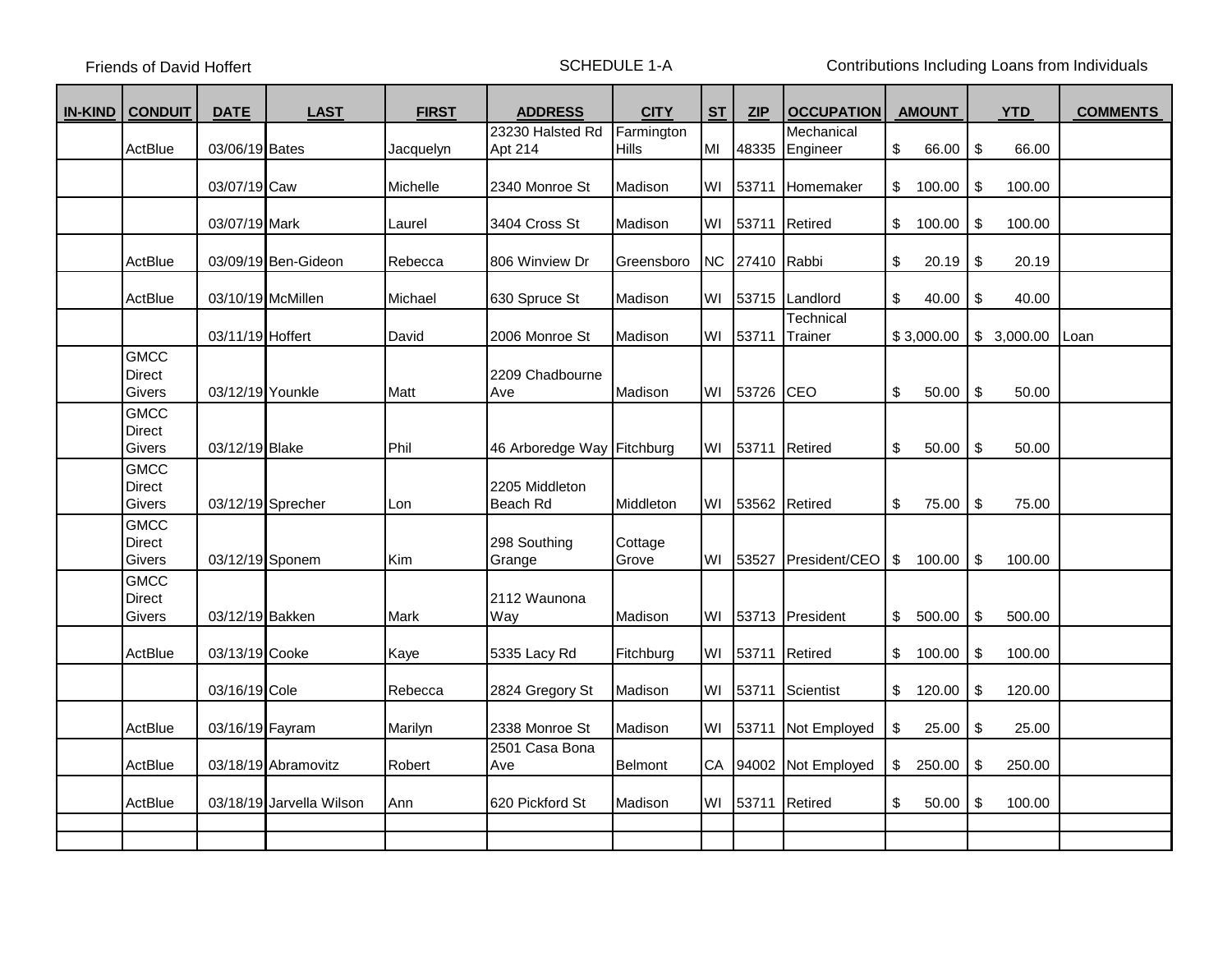Friends of David Hoffert

SCHEDULE 1-A

Contributions Including Loans from Individuals

| IN-KIND | CONDUIT | DATE | LAST | FIRST | ADDRESS | CITY | ST | ZIP | OCCUPATION | AMOUNT | YTD | COMMENTS |
|---|---|---|---|---|---|---|---|---|---|---|---|---|
| | ActBlue | 03/06/19 | Bates | Jacquelyn | 23230 Halsted Rd Apt 214 | Farmington Hills | MI | 48335 | Mechanical Engineer | $ 66.00 | $ 66.00 | |
| | | 03/07/19 | Caw | Michelle | 2340 Monroe St | Madison | WI | 53711 | Homemaker | $ 100.00 | $ 100.00 | |
| | | 03/07/19 | Mark | Laurel | 3404 Cross St | Madison | WI | 53711 | Retired | $ 100.00 | $ 100.00 | |
| | ActBlue | 03/09/19 | Ben-Gideon | Rebecca | 806 Winview Dr | Greensboro | NC | 27410 | Rabbi | $ 20.19 | $ 20.19 | |
| | ActBlue | 03/10/19 | McMillen | Michael | 630 Spruce St | Madison | WI | 53715 | Landlord | $ 40.00 | $ 40.00 | |
| | | 03/11/19 | Hoffert | David | 2006 Monroe St | Madison | WI | 53711 | Technical Trainer | $ 3,000.00 | $ 3,000.00 | Loan |
| | GMCC Direct Givers | 03/12/19 | Younkle | Matt | 2209 Chadbourne Ave | Madison | WI | 53726 | CEO | $ 50.00 | $ 50.00 | |
| | GMCC Direct Givers | 03/12/19 | Blake | Phil | 46 Arboredge Way | Fitchburg | WI | 53711 | Retired | $ 50.00 | $ 50.00 | |
| | GMCC Direct Givers | 03/12/19 | Sprecher | Lon | 2205 Middleton Beach Rd | Middleton | WI | 53562 | Retired | $ 75.00 | $ 75.00 | |
| | GMCC Direct Givers | 03/12/19 | Sponem | Kim | 298 Southing Grange | Cottage Grove | WI | 53527 | President/CEO | $ 100.00 | $ 100.00 | |
| | GMCC Direct Givers | 03/12/19 | Bakken | Mark | 2112 Waunona Way | Madison | WI | 53713 | President | $ 500.00 | $ 500.00 | |
| | ActBlue | 03/13/19 | Cooke | Kaye | 5335 Lacy Rd | Fitchburg | WI | 53711 | Retired | $ 100.00 | $ 100.00 | |
| | | 03/16/19 | Cole | Rebecca | 2824 Gregory St | Madison | WI | 53711 | Scientist | $ 120.00 | $ 120.00 | |
| | ActBlue | 03/16/19 | Fayram | Marilyn | 2338 Monroe St | Madison | WI | 53711 | Not Employed | $ 25.00 | $ 25.00 | |
| | ActBlue | 03/18/19 | Abramovitz | Robert | 2501 Casa Bona Ave | Belmont | CA | 94002 | Not Employed | $ 250.00 | $ 250.00 | |
| | ActBlue | 03/18/19 | Jarvella Wilson | Ann | 620 Pickford St | Madison | WI | 53711 | Retired | $ 50.00 | $ 100.00 | |
| | | | | | | | | | | | | |
| | | | | | | | | | | | | |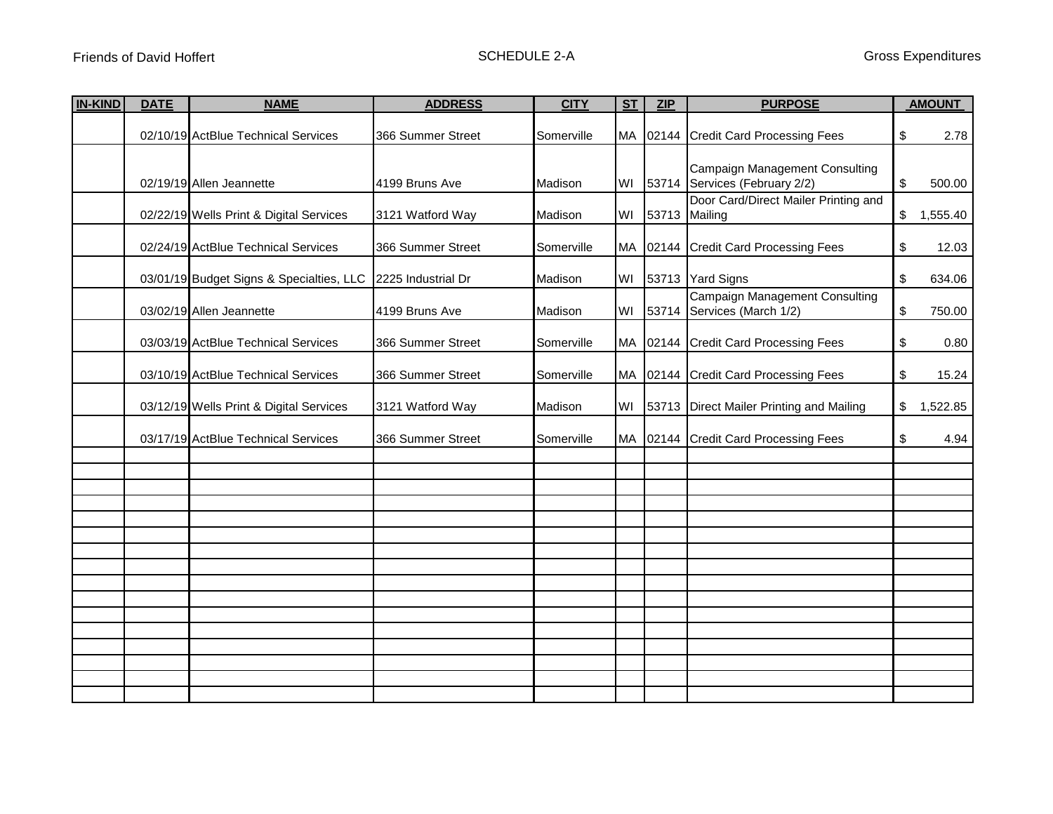Friends of David Hoffert

SCHEDULE 2-A

Gross Expenditures

| IN-KIND | DATE | NAME | ADDRESS | CITY | ST | ZIP | PURPOSE | AMOUNT |
|---|---|---|---|---|---|---|---|---|
| | 02/10/19 | ActBlue Technical Services | 366 Summer Street | Somerville | MA | 02144 | Credit Card Processing Fees | $ 2.78 |
| | 02/19/19 | Allen Jeannette | 4199 Bruns Ave | Madison | WI | 53714 | Campaign Management Consulting Services (February 2/2) | $ 500.00 |
| | 02/22/19 | Wells Print & Digital Services | 3121 Watford Way | Madison | WI | 53713 | Door Card/Direct Mailer Printing and Mailing | $ 1,555.40 |
| | 02/24/19 | ActBlue Technical Services | 366 Summer Street | Somerville | MA | 02144 | Credit Card Processing Fees | $ 12.03 |
| | 03/01/19 | Budget Signs & Specialties, LLC | 2225 Industrial Dr | Madison | WI | 53713 | Yard Signs | $ 634.06 |
| | 03/02/19 | Allen Jeannette | 4199 Bruns Ave | Madison | WI | 53714 | Campaign Management Consulting Services (March 1/2) | $ 750.00 |
| | 03/03/19 | ActBlue Technical Services | 366 Summer Street | Somerville | MA | 02144 | Credit Card Processing Fees | $ 0.80 |
| | 03/10/19 | ActBlue Technical Services | 366 Summer Street | Somerville | MA | 02144 | Credit Card Processing Fees | $ 15.24 |
| | 03/12/19 | Wells Print & Digital Services | 3121 Watford Way | Madison | WI | 53713 | Direct Mailer Printing and Mailing | $ 1,522.85 |
| | 03/17/19 | ActBlue Technical Services | 366 Summer Street | Somerville | MA | 02144 | Credit Card Processing Fees | $ 4.94 |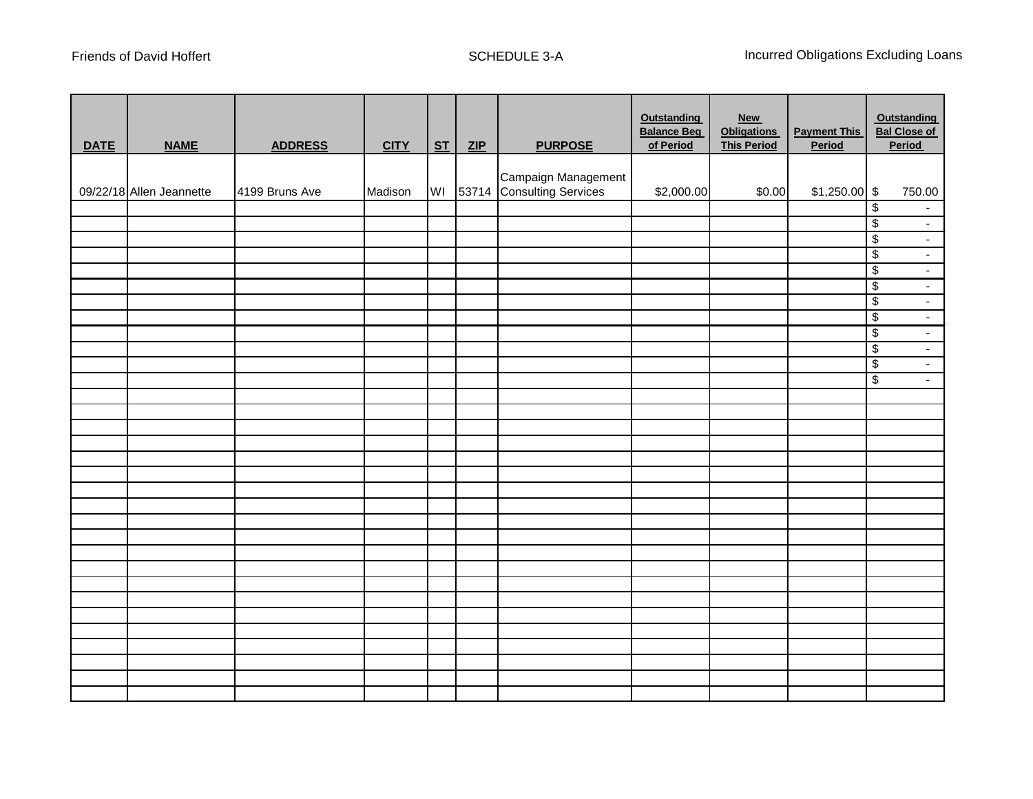Friends of David Hoffert

SCHEDULE 3-A

Incurred Obligations Excluding Loans

| DATE | NAME | ADDRESS | CITY | ST | ZIP | PURPOSE | Outstanding Balance Beg of Period | New Obligations This Period | Payment This Period | Outstanding Bal Close of Period |
|---|---|---|---|---|---|---|---|---|---|---|
| 09/22/18 | Allen Jeannette | 4199 Bruns Ave | Madison | WI | 53714 | Campaign Management Consulting Services | $2,000.00 | $0.00 | $1,250.00 | $ 750.00 |
| | | | | | | | | | | $ - |
| | | | | | | | | | | $ - |
| | | | | | | | | | | $ - |
| | | | | | | | | | | $ - |
| | | | | | | | | | | $ - |
| | | | | | | | | | | $ - |
| | | | | | | | | | | $ - |
| | | | | | | | | | | $ - |
| | | | | | | | | | | $ - |
| | | | | | | | | | | $ - |
| | | | | | | | | | | $ - |
| | | | | | | | | | | $ - |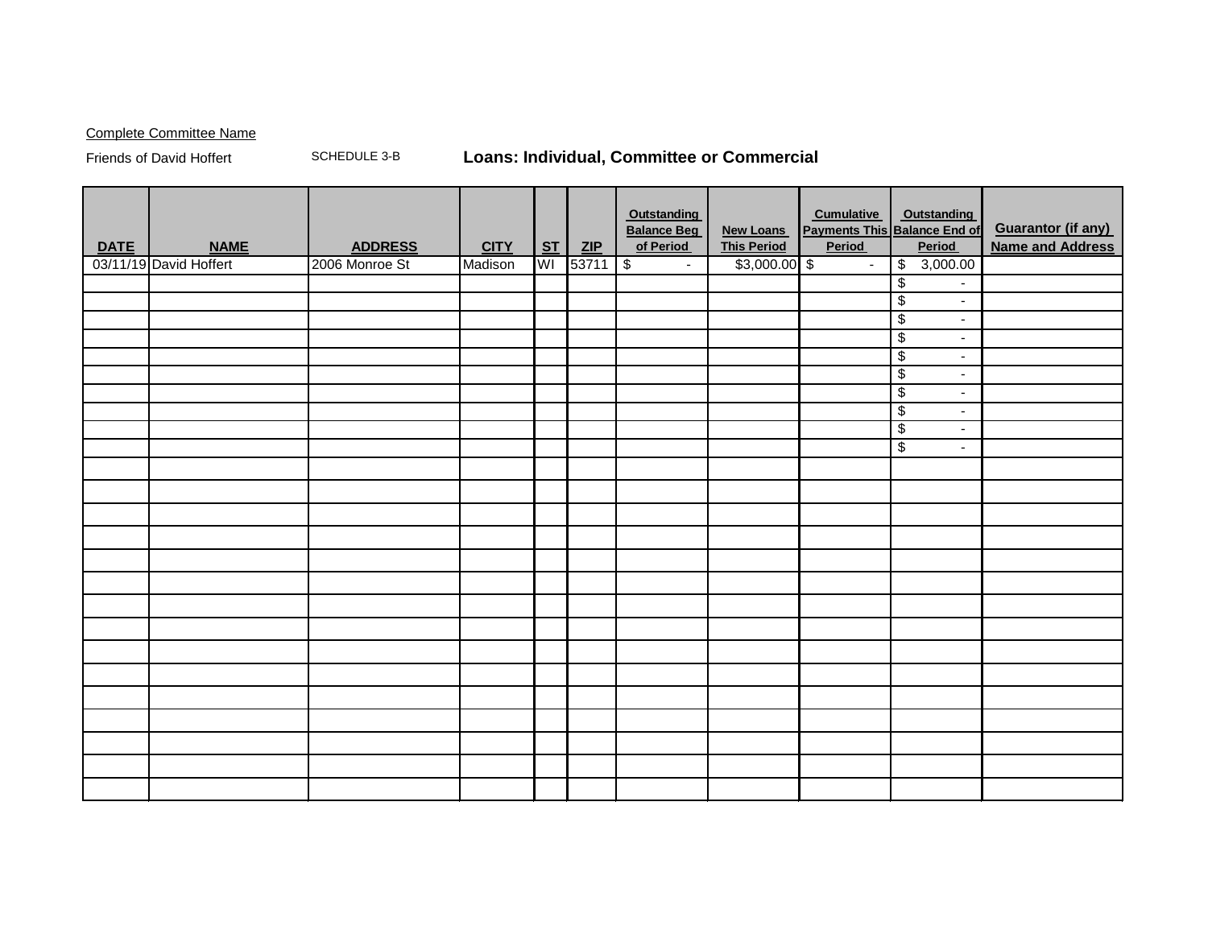Complete Committee Name

Friends of David Hoffert

SCHEDULE 3-B

## Loans: Individual, Committee or Commercial

| DATE | NAME | ADDRESS | CITY | ST | ZIP | Outstanding Balance Beg of Period | New Loans This Period | Cumulative Payments This Period | Outstanding Balance End of Period | Guarantor (if any) Name and Address |
|---|---|---|---|---|---|---|---|---|---|---|
| 03/11/19 | David Hoffert | 2006 Monroe St | Madison | WI | 53711 | $ - | $3,000.00 | $ - | $ 3,000.00 | |
| | | | | | | | | | $ - | |
| | | | | | | | | | $ - | |
| | | | | | | | | | $ - | |
| | | | | | | | | | $ - | |
| | | | | | | | | | $ - | |
| | | | | | | | | | $ - | |
| | | | | | | | | | $ - | |
| | | | | | | | | | $ - | |
| | | | | | | | | | $ - | |
| | | | | | | | | | $ - | |
| | | | | | | | | | | |
| | | | | | | | | | | |
| | | | | | | | | | | |
| | | | | | | | | | | |
| | | | | | | | | | | |
| | | | | | | | | | | |
| | | | | | | | | | | |
| | | | | | | | | | | |
| | | | | | | | | | | |
| | | | | | | | | | | |
| | | | | | | | | | | |
| | | | | | | | | | | |
| | | | | | | | | | | |
| | | | | | | | | | | |
| | | | | | | | | | | |